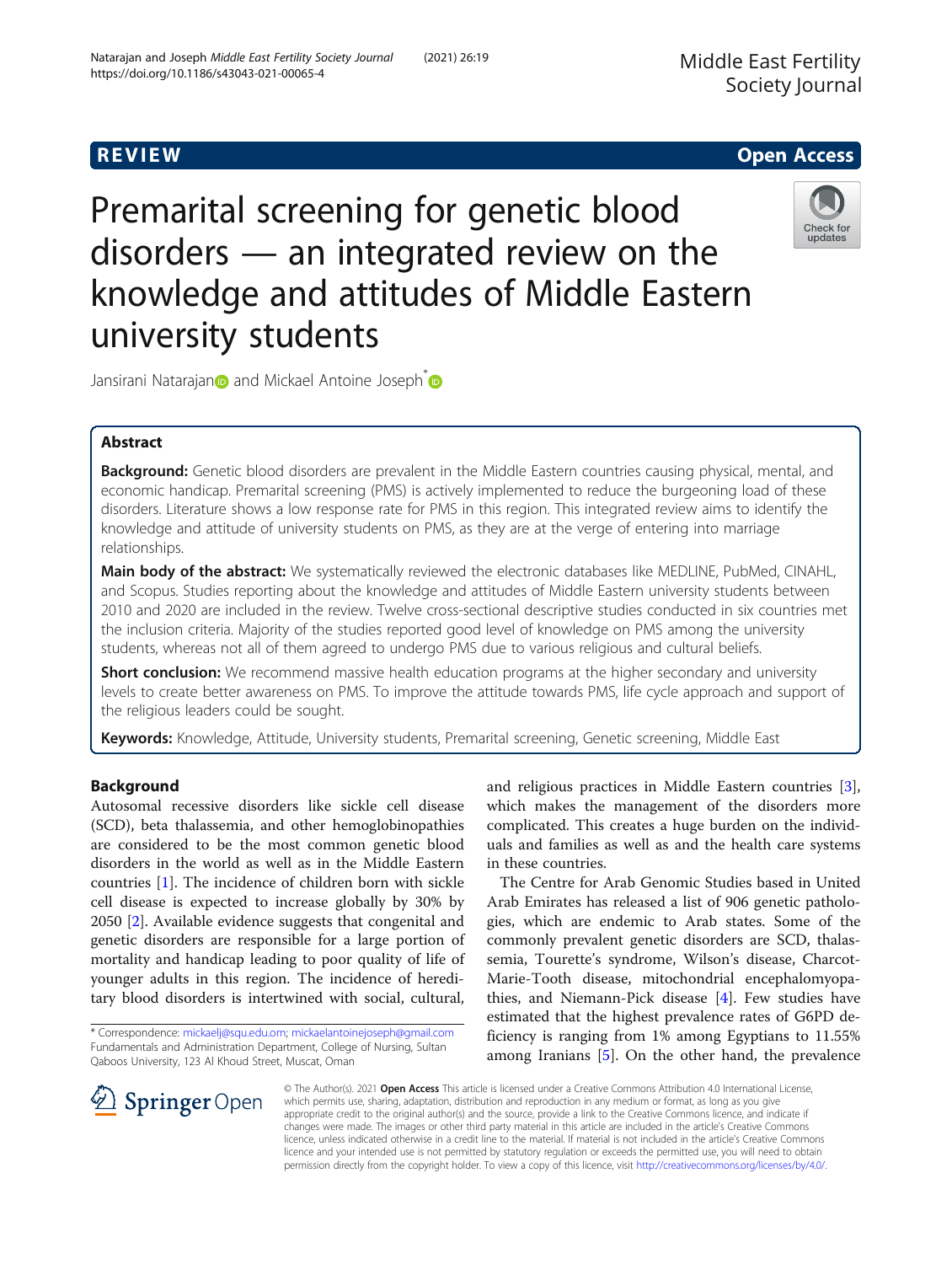REVIEW

Open Access

# Premarital screening for genetic blood disorders — an integrated review on the knowledge and attitudes of Middle Eastern university students

Jansirani Natarajan and Mickael Antoine Joseph*

## Abstract

**Background:** Genetic blood disorders are prevalent in the Middle Eastern countries causing physical, mental, and economic handicap. Premarital screening (PMS) is actively implemented to reduce the burgeoning load of these disorders. Literature shows a low response rate for PMS in this region. This integrated review aims to identify the knowledge and attitude of university students on PMS, as they are at the verge of entering into marriage relationships.

**Main body of the abstract:** We systematically reviewed the electronic databases like MEDLINE, PubMed, CINAHL, and Scopus. Studies reporting about the knowledge and attitudes of Middle Eastern university students between 2010 and 2020 are included in the review. Twelve cross-sectional descriptive studies conducted in six countries met the inclusion criteria. Majority of the studies reported good level of knowledge on PMS among the university students, whereas not all of them agreed to undergo PMS due to various religious and cultural beliefs.

**Short conclusion:** We recommend massive health education programs at the higher secondary and university levels to create better awareness on PMS. To improve the attitude towards PMS, life cycle approach and support of the religious leaders could be sought.

**Keywords:** Knowledge, Attitude, University students, Premarital screening, Genetic screening, Middle East

## Background

Autosomal recessive disorders like sickle cell disease (SCD), beta thalassemia, and other hemoglobinopathies are considered to be the most common genetic blood disorders in the world as well as in the Middle Eastern countries [1]. The incidence of children born with sickle cell disease is expected to increase globally by 30% by 2050 [2]. Available evidence suggests that congenital and genetic disorders are responsible for a large portion of mortality and handicap leading to poor quality of life of younger adults in this region. The incidence of hereditary blood disorders is intertwined with social, cultural, and religious practices in Middle Eastern countries [3], which makes the management of the disorders more complicated. This creates a huge burden on the individuals and families as well as and the health care systems in these countries.

The Centre for Arab Genomic Studies based in United Arab Emirates has released a list of 906 genetic pathologies, which are endemic to Arab states. Some of the commonly prevalent genetic disorders are SCD, thalassemia, Tourette's syndrome, Wilson's disease, Charcot-Marie-Tooth disease, mitochondrial encephalomyopathies, and Niemann-Pick disease [4]. Few studies have estimated that the highest prevalence rates of G6PD deficiency is ranging from 1% among Egyptians to 11.55% among Iranians [5]. On the other hand, the prevalence

* Correspondence: mickaelj@squ.edu.om; mickaelantoinejoseph@gmail.com
Fundamentals and Administration Department, College of Nursing, Sultan Qaboos University, 123 Al Khoud Street, Muscat, Oman

© The Author(s). 2021 **Open Access** This article is licensed under a Creative Commons Attribution 4.0 International License, which permits use, sharing, adaptation, distribution and reproduction in any medium or format, as long as you give appropriate credit to the original author(s) and the source, provide a link to the Creative Commons licence, and indicate if changes were made. The images or other third party material in this article are included in the article's Creative Commons licence, unless indicated otherwise in a credit line to the material. If material is not included in the article's Creative Commons licence and your intended use is not permitted by statutory regulation or exceeds the permitted use, you will need to obtain permission directly from the copyright holder. To view a copy of this licence, visit http://creativecommons.org/licenses/by/4.0/.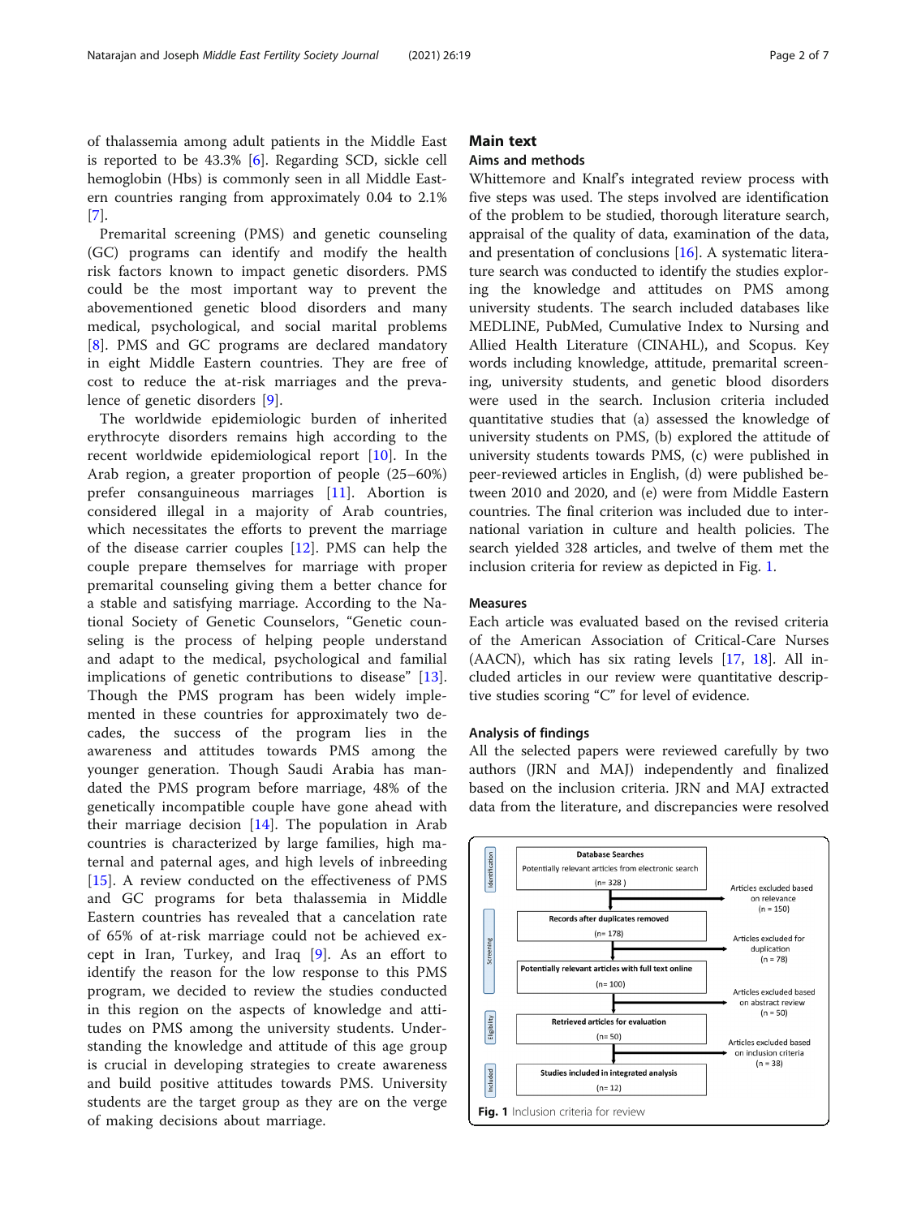of thalassemia among adult patients in the Middle East is reported to be 43.3% [6]. Regarding SCD, sickle cell hemoglobin (Hbs) is commonly seen in all Middle Eastern countries ranging from approximately 0.04 to 2.1% [7].

Premarital screening (PMS) and genetic counseling (GC) programs can identify and modify the health risk factors known to impact genetic disorders. PMS could be the most important way to prevent the abovementioned genetic blood disorders and many medical, psychological, and social marital problems [8]. PMS and GC programs are declared mandatory in eight Middle Eastern countries. They are free of cost to reduce the at-risk marriages and the prevalence of genetic disorders [9].

The worldwide epidemiologic burden of inherited erythrocyte disorders remains high according to the recent worldwide epidemiological report [10]. In the Arab region, a greater proportion of people (25–60%) prefer consanguineous marriages [11]. Abortion is considered illegal in a majority of Arab countries, which necessitates the efforts to prevent the marriage of the disease carrier couples [12]. PMS can help the couple prepare themselves for marriage with proper premarital counseling giving them a better chance for a stable and satisfying marriage. According to the National Society of Genetic Counselors, "Genetic counseling is the process of helping people understand and adapt to the medical, psychological and familial implications of genetic contributions to disease" [13]. Though the PMS program has been widely implemented in these countries for approximately two decades, the success of the program lies in the awareness and attitudes towards PMS among the younger generation. Though Saudi Arabia has mandated the PMS program before marriage, 48% of the genetically incompatible couple have gone ahead with their marriage decision [14]. The population in Arab countries is characterized by large families, high maternal and paternal ages, and high levels of inbreeding [15]. A review conducted on the effectiveness of PMS and GC programs for beta thalassemia in Middle Eastern countries has revealed that a cancelation rate of 65% of at-risk marriage could not be achieved except in Iran, Turkey, and Iraq [9]. As an effort to identify the reason for the low response to this PMS program, we decided to review the studies conducted in this region on the aspects of knowledge and attitudes on PMS among the university students. Understanding the knowledge and attitude of this age group is crucial in developing strategies to create awareness and build positive attitudes towards PMS. University students are the target group as they are on the verge of making decisions about marriage.

## Main text

### Aims and methods

Whittemore and Knalf's integrated review process with five steps was used. The steps involved are identification of the problem to be studied, thorough literature search, appraisal of the quality of data, examination of the data, and presentation of conclusions [16]. A systematic literature search was conducted to identify the studies exploring the knowledge and attitudes on PMS among university students. The search included databases like MEDLINE, PubMed, Cumulative Index to Nursing and Allied Health Literature (CINAHL), and Scopus. Key words including knowledge, attitude, premarital screening, university students, and genetic blood disorders were used in the search. Inclusion criteria included quantitative studies that (a) assessed the knowledge of university students on PMS, (b) explored the attitude of university students towards PMS, (c) were published in peer-reviewed articles in English, (d) were published between 2010 and 2020, and (e) were from Middle Eastern countries. The final criterion was included due to international variation in culture and health policies. The search yielded 328 articles, and twelve of them met the inclusion criteria for review as depicted in Fig. 1.

### Measures

Each article was evaluated based on the revised criteria of the American Association of Critical-Care Nurses (AACN), which has six rating levels [17, 18]. All included articles in our review were quantitative descriptive studies scoring "C" for level of evidence.

### Analysis of findings

All the selected papers were reviewed carefully by two authors (JRN and MAJ) independently and finalized based on the inclusion criteria. JRN and MAJ extracted data from the literature, and discrepancies were resolved

Identification — Database Searches: Potentially relevant articles from electronic search (n= 328)
→ Articles excluded based on relevance (n = 150)

Screening — Records after duplicates removed (n= 178)
→ Articles excluded for duplication (n = 78)

Potentially relevant articles with full text online (n= 100)
→ Articles excluded based on abstract review (n = 50)

Eligibility — Retrieved articles for evaluation (n= 50)
→ Articles excluded based on inclusion criteria (n = 38)

Included — Studies included in integrated analysis (n= 12)

**Fig. 1** Inclusion criteria for review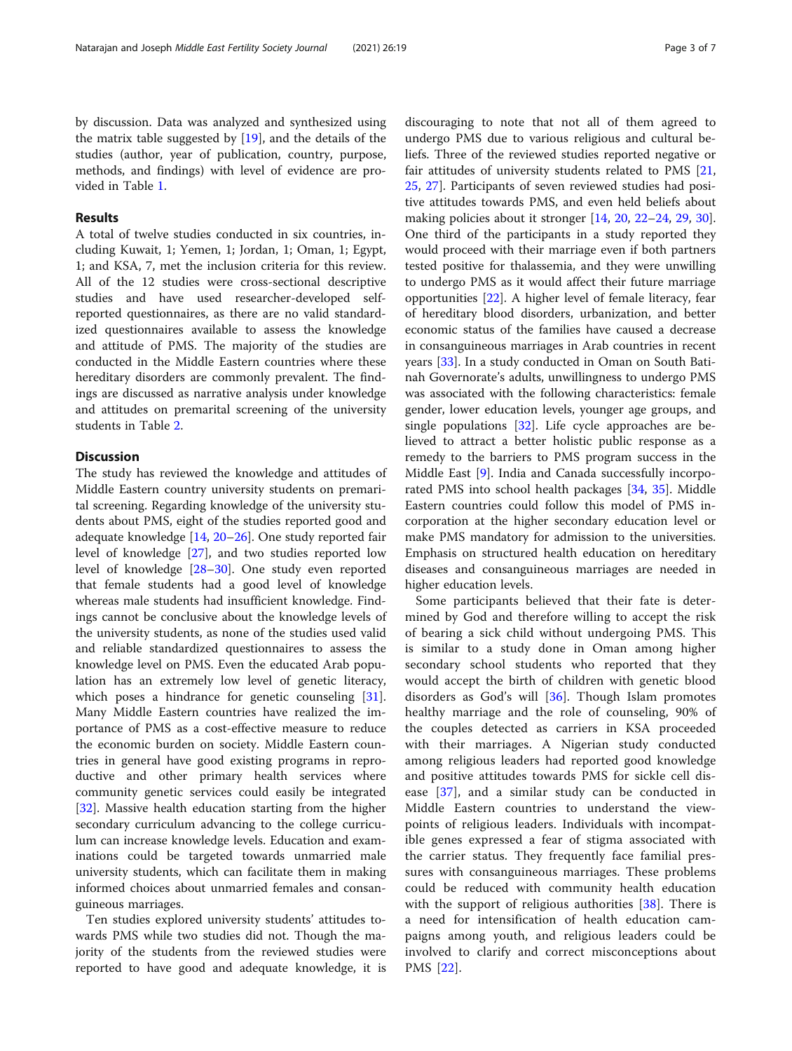by discussion. Data was analyzed and synthesized using the matrix table suggested by [19], and the details of the studies (author, year of publication, country, purpose, methods, and findings) with level of evidence are provided in Table 1.

## Results

A total of twelve studies conducted in six countries, including Kuwait, 1; Yemen, 1; Jordan, 1; Oman, 1; Egypt, 1; and KSA, 7, met the inclusion criteria for this review. All of the 12 studies were cross-sectional descriptive studies and have used researcher-developed self-reported questionnaires, as there are no valid standardized questionnaires available to assess the knowledge and attitude of PMS. The majority of the studies are conducted in the Middle Eastern countries where these hereditary disorders are commonly prevalent. The findings are discussed as narrative analysis under knowledge and attitudes on premarital screening of the university students in Table 2.

## Discussion

The study has reviewed the knowledge and attitudes of Middle Eastern country university students on premarital screening. Regarding knowledge of the university students about PMS, eight of the studies reported good and adequate knowledge [14, 20–26]. One study reported fair level of knowledge [27], and two studies reported low level of knowledge [28–30]. One study even reported that female students had a good level of knowledge whereas male students had insufficient knowledge. Findings cannot be conclusive about the knowledge levels of the university students, as none of the studies used valid and reliable standardized questionnaires to assess the knowledge level on PMS. Even the educated Arab population has an extremely low level of genetic literacy, which poses a hindrance for genetic counseling [31]. Many Middle Eastern countries have realized the importance of PMS as a cost-effective measure to reduce the economic burden on society. Middle Eastern countries in general have good existing programs in reproductive and other primary health services where community genetic services could easily be integrated [32]. Massive health education starting from the higher secondary curriculum advancing to the college curriculum can increase knowledge levels. Education and examinations could be targeted towards unmarried male university students, which can facilitate them in making informed choices about unmarried females and consanguineous marriages.

Ten studies explored university students' attitudes towards PMS while two studies did not. Though the majority of the students from the reviewed studies were reported to have good and adequate knowledge, it is discouraging to note that not all of them agreed to undergo PMS due to various religious and cultural beliefs. Three of the reviewed studies reported negative or fair attitudes of university students related to PMS [21, 25, 27]. Participants of seven reviewed studies had positive attitudes towards PMS, and even held beliefs about making policies about it stronger [14, 20, 22–24, 29, 30]. One third of the participants in a study reported they would proceed with their marriage even if both partners tested positive for thalassemia, and they were unwilling to undergo PMS as it would affect their future marriage opportunities [22]. A higher level of female literacy, fear of hereditary blood disorders, urbanization, and better economic status of the families have caused a decrease in consanguineous marriages in Arab countries in recent years [33]. In a study conducted in Oman on South Batinah Governorate's adults, unwillingness to undergo PMS was associated with the following characteristics: female gender, lower education levels, younger age groups, and single populations [32]. Life cycle approaches are believed to attract a better holistic public response as a remedy to the barriers to PMS program success in the Middle East [9]. India and Canada successfully incorporated PMS into school health packages [34, 35]. Middle Eastern countries could follow this model of PMS incorporation at the higher secondary education level or make PMS mandatory for admission to the universities. Emphasis on structured health education on hereditary diseases and consanguineous marriages are needed in higher education levels.

Some participants believed that their fate is determined by God and therefore willing to accept the risk of bearing a sick child without undergoing PMS. This is similar to a study done in Oman among higher secondary school students who reported that they would accept the birth of children with genetic blood disorders as God's will [36]. Though Islam promotes healthy marriage and the role of counseling, 90% of the couples detected as carriers in KSA proceeded with their marriages. A Nigerian study conducted among religious leaders had reported good knowledge and positive attitudes towards PMS for sickle cell disease [37], and a similar study can be conducted in Middle Eastern countries to understand the viewpoints of religious leaders. Individuals with incompatible genes expressed a fear of stigma associated with the carrier status. They frequently face familial pressures with consanguineous marriages. These problems could be reduced with community health education with the support of religious authorities [38]. There is a need for intensification of health education campaigns among youth, and religious leaders could be involved to clarify and correct misconceptions about PMS [22].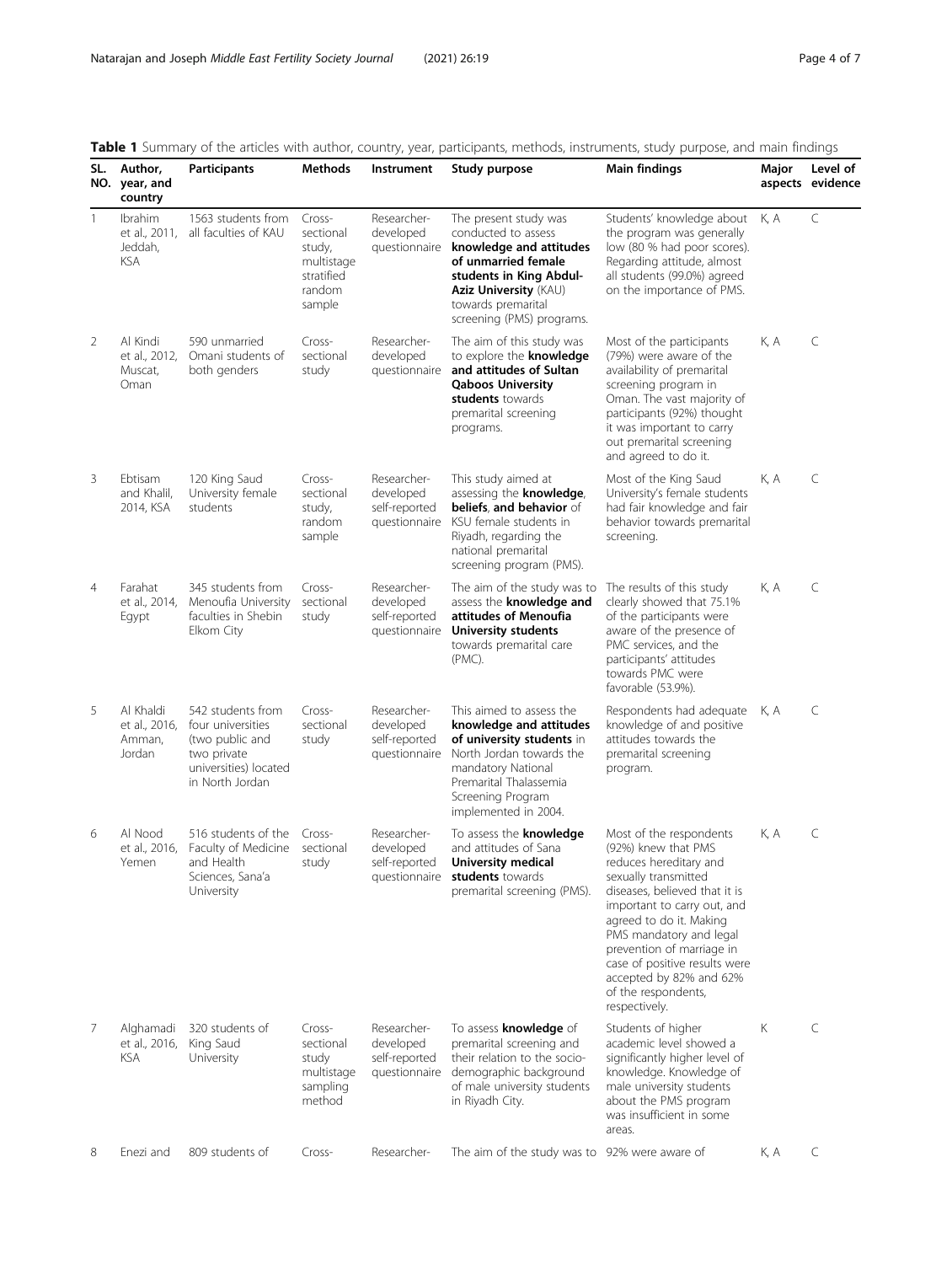**Table 1** Summary of the articles with author, country, year, participants, methods, instruments, study purpose, and main findings

| SL. NO. | Author, year, and country | Participants | Methods | Instrument | Study purpose | Main findings | Major aspects | Level of evidence |
|---|---|---|---|---|---|---|---|---|
| 1 | Ibrahim et al., 2011, Jeddah, KSA | 1563 students from all faculties of KAU | Cross-sectional study, multistage stratified random sample | Researcher-developed questionnaire | The present study was conducted to assess **knowledge and attitudes of unmarried female students in King Abdul-Aziz University** (KAU) towards premarital screening (PMS) programs. | Students' knowledge about the program was generally low (80 % had poor scores). Regarding attitude, almost all students (99.0%) agreed on the importance of PMS. | K, A | C |
| 2 | Al Kindi et al., 2012, Muscat, Oman | 590 unmarried Omani students of both genders | Cross-sectional study | Researcher-developed questionnaire | The aim of this study was to explore the **knowledge and attitudes of Sultan Qaboos University students** towards premarital screening programs. | Most of the participants (79%) were aware of the availability of premarital screening program in Oman. The vast majority of participants (92%) thought it was important to carry out premarital screening and agreed to do it. | K, A | C |
| 3 | Ebtisam and Khalil, 2014, KSA | 120 King Saud University female students | Cross-sectional study, random sample | Researcher-developed self-reported questionnaire | This study aimed at assessing the **knowledge, beliefs, and behavior** of KSU female students in Riyadh, regarding the national premarital screening program (PMS). | Most of the King Saud University's female students had fair knowledge and fair behavior towards premarital screening. | K, A | C |
| 4 | Farahat et al., 2014, Egypt | 345 students from Menoufia University faculties in Shebin Elkom City | Cross-sectional study | Researcher-developed self-reported questionnaire | The aim of the study was to assess the **knowledge and attitudes of Menoufia University students** towards premarital care (PMC). | The results of this study clearly showed that 75.1% of the participants were aware of the presence of PMC services, and the participants' attitudes towards PMC were favorable (53.9%). | K, A | C |
| 5 | Al Khaldi et al., 2016, Amman, Jordan | 542 students from four universities (two public and two private universities) located in North Jordan | Cross-sectional study | Researcher-developed self-reported questionnaire | This aimed to assess the **knowledge and attitudes of university students** in North Jordan towards the mandatory National Premarital Thalassemia Screening Program implemented in 2004. | Respondents had adequate knowledge of and positive attitudes towards the premarital screening program. | K, A | C |
| 6 | Al Nood et al., 2016, Yemen | 516 students of the Faculty of Medicine and Health Sciences, Sana'a University | Cross-sectional study | Researcher-developed self-reported questionnaire | To assess the **knowledge** and attitudes of Sana **University medical students** towards premarital screening (PMS). | Most of the respondents (92%) knew that PMS reduces hereditary and sexually transmitted diseases, believed that it is important to carry out, and agreed to do it. Making PMS mandatory and legal prevention of marriage in case of positive results were accepted by 82% and 62% of the respondents, respectively. | K, A | C |
| 7 | Alghamadi et al., 2016, KSA | 320 students of King Saud University | Cross-sectional study multistage sampling method | Researcher-developed self-reported questionnaire | To assess **knowledge** of premarital screening and their relation to the socio-demographic background of male university students in Riyadh City. | Students of higher academic level showed a significantly higher level of knowledge. Knowledge of male university students about the PMS program was insufficient in some areas. | K | C |
| 8 | Enezi and | 809 students of | Cross- | Researcher- | The aim of the study was to | 92% were aware of | K, A | C |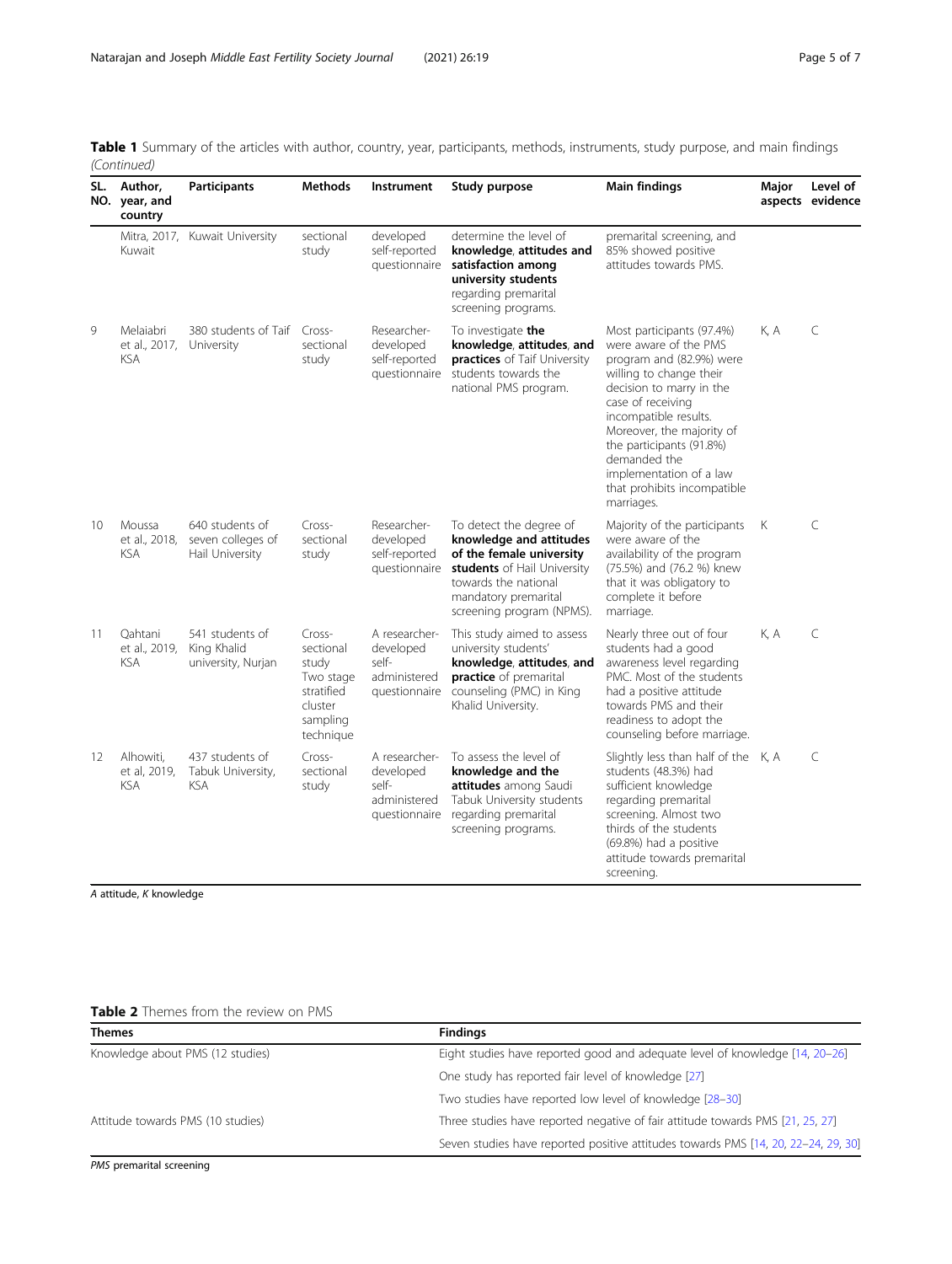**Table 1** Summary of the articles with author, country, year, participants, methods, instruments, study purpose, and main findings *(Continued)*

| SL. NO. | Author, year, and country | Participants | Methods | Instrument | Study purpose | Main findings | Major aspects | Level of evidence |
|---|---|---|---|---|---|---|---|---|
| | Mitra, 2017, Kuwait | Kuwait University | sectional study | developed self-reported questionnaire | determine the level of **knowledge, attitudes and satisfaction among university students** regarding premarital screening programs. | premarital screening, and 85% showed positive attitudes towards PMS. | | |
| 9 | Melaiabri et al., 2017, KSA | 380 students of Taif University | Cross-sectional study | Researcher-developed self-reported questionnaire | To investigate **the knowledge, attitudes, and practices** of Taif University students towards the national PMS program. | Most participants (97.4%) were aware of the PMS program and (82.9%) were willing to change their decision to marry in the case of receiving incompatible results. Moreover, the majority of the participants (91.8%) demanded the implementation of a law that prohibits incompatible marriages. | K, A | C |
| 10 | Moussa et al., 2018, KSA | 640 students of seven colleges of Hail University | Cross-sectional study | Researcher-developed self-reported questionnaire | To detect the degree of **knowledge and attitudes of the female university students** of Hail University towards the national mandatory premarital screening program (NPMS). | Majority of the participants were aware of the availability of the program (75.5%) and (76.2 %) knew that it was obligatory to complete it before marriage. | K | C |
| 11 | Qahtani et al., 2019, KSA | 541 students of King Khalid university, Nurjan | Cross-sectional study Two stage stratified cluster sampling technique | A researcher-developed self-administered questionnaire | This study aimed to assess university students' **knowledge, attitudes, and practice** of premarital counseling (PMC) in King Khalid University. | Nearly three out of four students had a good awareness level regarding PMC. Most of the students had a positive attitude towards PMS and their readiness to adopt the counseling before marriage. | K, A | C |
| 12 | Alhowiti, et al, 2019, KSA | 437 students of Tabuk University, KSA | Cross-sectional study | A researcher-developed self-administered questionnaire | To assess the level of **knowledge and the attitudes** among Saudi Tabuk University students regarding premarital screening programs. | Slightly less than half of the students (48.3%) had sufficient knowledge regarding premarital screening. Almost two thirds of the students (69.8%) had a positive attitude towards premarital screening. | K, A | C |

*A* attitude, *K* knowledge

**Table 2** Themes from the review on PMS

| Themes | Findings |
|---|---|
| Knowledge about PMS (12 studies) | Eight studies have reported good and adequate level of knowledge [14, 20–26] |
| | One study has reported fair level of knowledge [27] |
| | Two studies have reported low level of knowledge [28–30] |
| Attitude towards PMS (10 studies) | Three studies have reported negative of fair attitude towards PMS [21, 25, 27] |
| | Seven studies have reported positive attitudes towards PMS [14, 20, 22–24, 29, 30] |

*PMS* premarital screening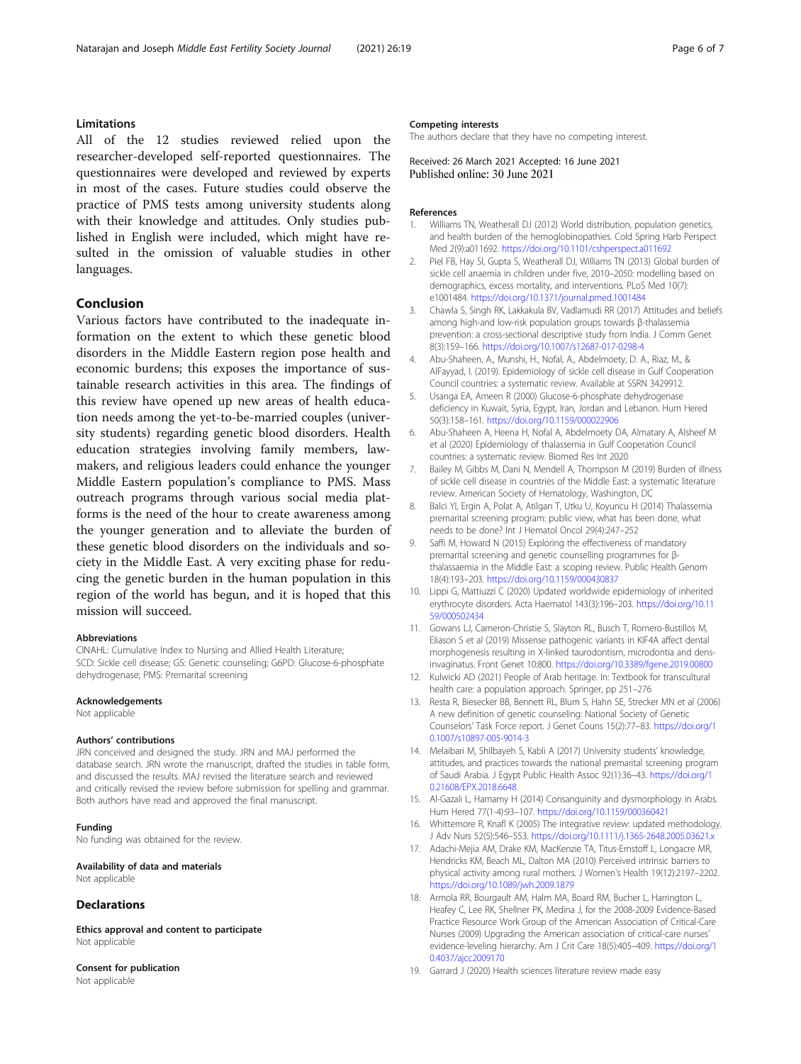### Limitations

All of the 12 studies reviewed relied upon the researcher-developed self-reported questionnaires. The questionnaires were developed and reviewed by experts in most of the cases. Future studies could observe the practice of PMS tests among university students along with their knowledge and attitudes. Only studies published in English were included, which might have resulted in the omission of valuable studies in other languages.

## Conclusion

Various factors have contributed to the inadequate information on the extent to which these genetic blood disorders in the Middle Eastern region pose health and economic burdens; this exposes the importance of sustainable research activities in this area. The findings of this review have opened up new areas of health education needs among the yet-to-be-married couples (university students) regarding genetic blood disorders. Health education strategies involving family members, lawmakers, and religious leaders could enhance the younger Middle Eastern population's compliance to PMS. Mass outreach programs through various social media platforms is the need of the hour to create awareness among the younger generation and to alleviate the burden of these genetic blood disorders on the individuals and society in the Middle East. A very exciting phase for reducing the genetic burden in the human population in this region of the world has begun, and it is hoped that this mission will succeed.

#### Abbreviations

CINAHL: Cumulative Index to Nursing and Allied Health Literature; SCD: Sickle cell disease; GS: Genetic counseling; G6PD: Glucose-6-phosphate dehydrogenase; PMS: Premarital screening

#### Acknowledgements

Not applicable

#### Authors' contributions

JRN conceived and designed the study. JRN and MAJ performed the database search. JRN wrote the manuscript, drafted the studies in table form, and discussed the results. MAJ revised the literature search and reviewed and critically revised the review before submission for spelling and grammar. Both authors have read and approved the final manuscript.

#### Funding

No funding was obtained for the review.

#### Availability of data and materials

Not applicable

### Declarations

#### Ethics approval and content to participate

Not applicable

#### Consent for publication

Not applicable

#### Competing interests

The authors declare that they have no competing interest.

Received: 26 March 2021 Accepted: 16 June 2021
Published online: 30 June 2021

#### References

1. Williams TN, Weatherall DJ (2012) World distribution, population genetics, and health burden of the hemoglobinopathies. Cold Spring Harb Perspect Med 2(9):a011692. https://doi.org/10.1101/cshperspect.a011692
2. Piel FB, Hay SI, Gupta S, Weatherall DJ, Williams TN (2013) Global burden of sickle cell anaemia in children under five, 2010–2050: modelling based on demographics, excess mortality, and interventions. PLoS Med 10(7): e1001484. https://doi.org/10.1371/journal.pmed.1001484
3. Chawla S, Singh RK, Lakkakula BV, Vadlamudi RR (2017) Attitudes and beliefs among high-and low-risk population groups towards β-thalassemia prevention: a cross-sectional descriptive study from India. J Comm Genet 8(3):159–166. https://doi.org/10.1007/s12687-017-0298-4
4. Abu-Shaheen, A., Munshi, H., Nofal, A., Abdelmoety, D. A., Riaz, M., & AlFayyad, I. (2019). Epidemiology of sickle cell disease in Gulf Cooperation Council countries: a systematic review. Available at SSRN 3429912.
5. Usanga EA, Ameen R (2000) Glucose-6-phosphate dehydrogenase deficiency in Kuwait, Syria, Egypt, Iran, Jordan and Lebanon. Hum Hered 50(3):158–161. https://doi.org/10.1159/000022906
6. Abu-Shaheen A, Heena H, Nofal A, Abdelmoety DA, Almatary A, Alsheef M et al (2020) Epidemiology of thalassemia in Gulf Cooperation Council countries: a systematic review. Biomed Res Int 2020
7. Bailey M, Gibbs M, Dani N, Mendell A, Thompson M (2019) Burden of illness of sickle cell disease in countries of the Middle East: a systematic literature review. American Society of Hematology, Washington, DC
8. Balci YI, Ergin A, Polat A, Atilgan T, Utku U, Koyuncu H (2014) Thalassemia premarital screening program: public view, what has been done, what needs to be done? Int J Hematol Oncol 29(4):247–252
9. Saffi M, Howard N (2015) Exploring the effectiveness of mandatory premarital screening and genetic counselling programmes for β-thalassaemia in the Middle East: a scoping review. Public Health Genom 18(4):193–203. https://doi.org/10.1159/000430837
10. Lippi G, Mattiuzzi C (2020) Updated worldwide epidemiology of inherited erythrocyte disorders. Acta Haematol 143(3):196–203. https://doi.org/10.1159/000502434
11. Gowans LJ, Cameron-Christie S, Slayton RL, Busch T, Romero-Bustillos M, Eliason S et al (2019) Missense pathogenic variants in KIF4A affect dental morphogenesis resulting in X-linked taurodontism, microdontia and dens-invaginatus. Front Genet 10:800. https://doi.org/10.3389/fgene.2019.00800
12. Kulwicki AD (2021) People of Arab heritage. In: Textbook for transcultural health care: a population approach. Springer, pp 251–276
13. Resta R, Biesecker BB, Bennett RL, Blum S, Hahn SE, Strecker MN et al (2006) A new definition of genetic counseling: National Society of Genetic Counselors' Task Force report. J Genet Couns 15(2):77–83. https://doi.org/10.1007/s10897-005-9014-3
14. Melaibari M, Shilbayeh S, Kabli A (2017) University students' knowledge, attitudes, and practices towards the national premarital screening program of Saudi Arabia. J Egypt Public Health Assoc 92(1):36–43. https://doi.org/10.21608/EPX.2018.6648
15. Al-Gazali L, Hamamy H (2014) Consanguinity and dysmorphology in Arabs. Hum Hered 77(1-4):93–107. https://doi.org/10.1159/000360421
16. Whittemore R, Knafl K (2005) The integrative review: updated methodology. J Adv Nurs 52(5):546–553. https://doi.org/10.1111/j.1365-2648.2005.03621.x
17. Adachi-Mejia AM, Drake KM, MacKenzie TA, Titus-Ernstoff L, Longacre MR, Hendricks KM, Beach ML, Dalton MA (2010) Perceived intrinsic barriers to physical activity among rural mothers. J Women's Health 19(12):2197–2202. https://doi.org/10.1089/jwh.2009.1879
18. Armola RR, Bourgault AM, Halm MA, Board RM, Bucher L, Harrington L, Heafey C, Lee RK, Shellner PK, Medina J, for the 2008-2009 Evidence-Based Practice Resource Work Group of the American Association of Critical-Care Nurses (2009) Upgrading the American association of critical-care nurses' evidence-leveling hierarchy. Am J Crit Care 18(5):405–409. https://doi.org/10.4037/ajcc2009170
19. Garrard J (2020) Health sciences literature review made easy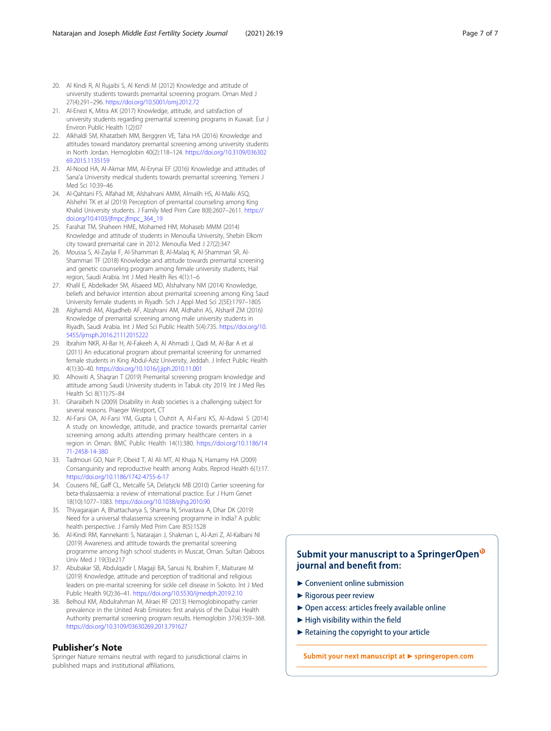20. Al Kindi R, Al Rujaibi S, Al Kendi M (2012) Knowledge and attitude of university students towards premarital screening program. Oman Med J 27(4):291–296. https://doi.org/10.5001/omj.2012.72
21. Al-Enezi K, Mitra AK (2017) Knowledge, attitude, and satisfaction of university students regarding premarital screening programs in Kuwait. Eur J Environ Public Health 1(2):07
22. Alkhaldi SM, Khatatbeh MM, Berggren VE, Taha HA (2016) Knowledge and attitudes toward mandatory premarital screening among university students in North Jordan. Hemoglobin 40(2):118–124. https://doi.org/10.3109/03630269.2015.1135159
23. Al-Nood HA, Al-Akmar MM, Al-Erynai EF (2016) Knowledge and attitudes of Sana'a University medical students towards premarital screening. Yemeni J Med Sci 10:39–46
24. Al-Qahtani FS, Alfahad MI, Alshahrani AMM, Almalih HS, Al-Malki ASQ, Alshehri TK et al (2019) Perception of premarital counseling among King Khalid University students. J Family Med Prim Care 8(8):2607–2611. https://doi.org/10.4103/jfmpc.jfmpc_364_19
25. Farahat TM, Shaheen HME, Mohamed HM, Mohaseb MMM (2014) Knowledge and attitude of students in Menoufia University, Shebin Elkom city toward premarital care in 2012. Menoufia Med J 27(2):347
26. Moussa S, Al-Zaylai F, Al-Shammari B, Al-Malaq K, Al-Shammari SR, Al-Shammari TF (2018) Knowledge and attitude towards premarital screening and genetic counseling program among female university students, Hail region, Saudi Arabia. Int J Med Health Res 4(1):1–6
27. Khalil E, Abdelkader SM, Alsaeed MD, Alshahrany NM (2014) Knowledge, beliefs and behavior intention about premarital screening among King Saud University female students in Riyadh. Sch J Appl Med Sci 2(5E):1797–1805
28. Alghamdi AM, Alqadheb AF, Alzahrani AM, Aldhahri AS, Alsharif ZM (2016) Knowledge of premarital screening among male university students in Riyadh, Saudi Arabia. Int J Med Sci Public Health 5(4):735. https://doi.org/10.5455/ijmsph.2016.21112015222
29. Ibrahim NKR, Al-Bar H, Al-Fakeeh A, Al Ahmadi J, Qadi M, Al-Bar A et al (2011) An educational program about premarital screening for unmarried female students in King Abdul-Aziz University, Jeddah. J Infect Public Health 4(1):30–40. https://doi.org/10.1016/j.jiph.2010.11.001
30. Alhowiti A, Shaqran T (2019) Premarital screening program knowledge and attitude among Saudi University students in Tabuk city 2019. Int J Med Res Health Sci 8(11):75–84
31. Gharaibeh N (2009) Disability in Arab societies is a challenging subject for several reasons. Praeger Westport, CT
32. Al-Farsi OA, Al-Farsi YM, Gupta I, Ouhtit A, Al-Farsi KS, Al-Adawi S (2014) A study on knowledge, attitude, and practice towards premarital carrier screening among adults attending primary healthcare centers in a region in Oman. BMC Public Health 14(1):380. https://doi.org/10.1186/1471-2458-14-380
33. Tadmouri GO, Nair P, Obeid T, Al Ali MT, Al Khaja N, Hamamy HA (2009) Consanguinity and reproductive health among Arabs. Reprod Health 6(1):17. https://doi.org/10.1186/1742-4755-6-17
34. Cousens NE, Gaff CL, Metcalfe SA, Delatycki MB (2010) Carrier screening for beta-thalassaemia: a review of international practice. Eur J Hum Genet 18(10):1077–1083. https://doi.org/10.1038/ejhg.2010.90
35. Thiyagarajan A, Bhattacharya S, Sharma N, Srivastava A, Dhar DK (2019) Need for a universal thalassemia screening programme in India? A public health perspective. J Family Med Prim Care 8(5):1528
36. Al-Kindi RM, Kannekanti S, Natarajan J, Shakman L, Al-Azri Z, Al-Kalbani NI (2019) Awareness and attitude towards the premarital screening programme among high school students in Muscat, Oman. Sultan Qaboos Univ Med J 19(3):e217
37. Abubakar SB, Abdulqadir I, Magaji BA, Sanusi N, Ibrahim F, Maiturare M (2019) Knowledge, attitude and perception of traditional and religious leaders on pre-marital screening for sickle cell disease in Sokoto. Int J Med Public Health 9(2):36–41. https://doi.org/10.5530/ijmedph.2019.2.10
38. Belhoul KM, Abdulrahman M, Alraei RF (2013) Hemoglobinopathy carrier prevalence in the United Arab Emirates: first analysis of the Dubai Health Authority premarital screening program results. Hemoglobin 37(4):359–368. https://doi.org/10.3109/03630269.2013.791627

## Publisher's Note

Springer Nature remains neutral with regard to jurisdictional claims in published maps and institutional affiliations.